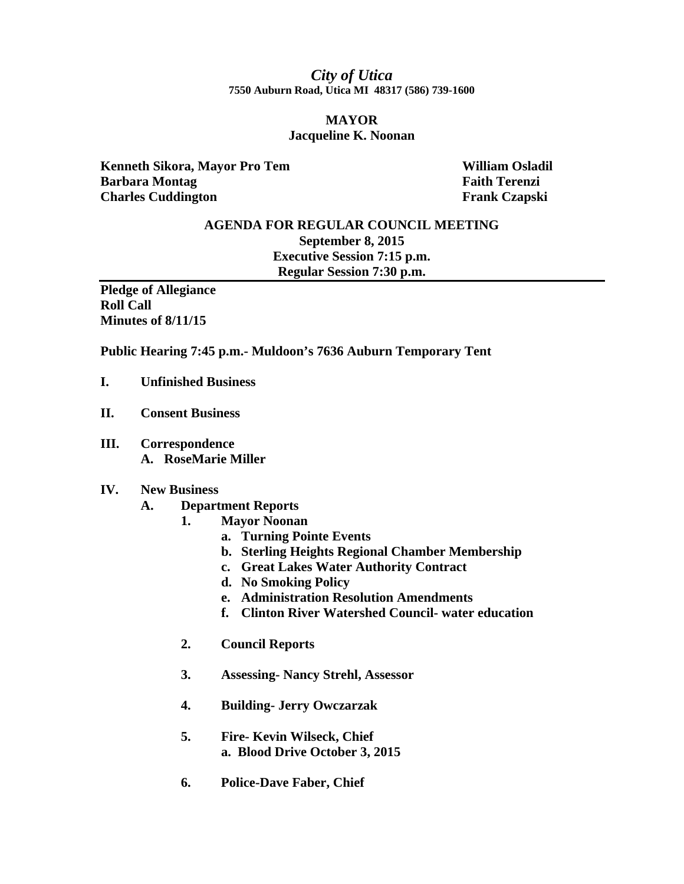# *City of Utica*

**7550 Auburn Road, Utica MI 48317 (586) 739-1600**

**MAYOR**
**Jacqueline K. Noonan**

**Kenneth Sikora, Mayor Pro Tem**
**Barbara Montag**
**Charles Cuddington**
**William Osladil**
**Faith Terenzi**
**Frank Czapski**

## AGENDA FOR REGULAR COUNCIL MEETING

**September 8, 2015**
**Executive Session 7:15 p.m.**
**Regular Session 7:30 p.m.**

---

**Pledge of Allegiance**
**Roll Call**
**Minutes of 8/11/15**

**Public Hearing 7:45 p.m.- Muldoon's 7636 Auburn Temporary Tent**

**I. Unfinished Business**

**II. Consent Business**

**III. Correspondence**
- **A. RoseMarie Miller**

**IV. New Business**
- **A. Department Reports**
  1. **Mayor Noonan**
     - **a. Turning Pointe Events**
     - **b. Sterling Heights Regional Chamber Membership**
     - **c. Great Lakes Water Authority Contract**
     - **d. No Smoking Policy**
     - **e. Administration Resolution Amendments**
     - **f. Clinton River Watershed Council- water education**
  2. **Council Reports**
  3. **Assessing- Nancy Strehl, Assessor**
  4. **Building- Jerry Owczarzak**
  5. **Fire- Kevin Wilseck, Chief**
     - **a. Blood Drive October 3, 2015**
  6. **Police-Dave Faber, Chief**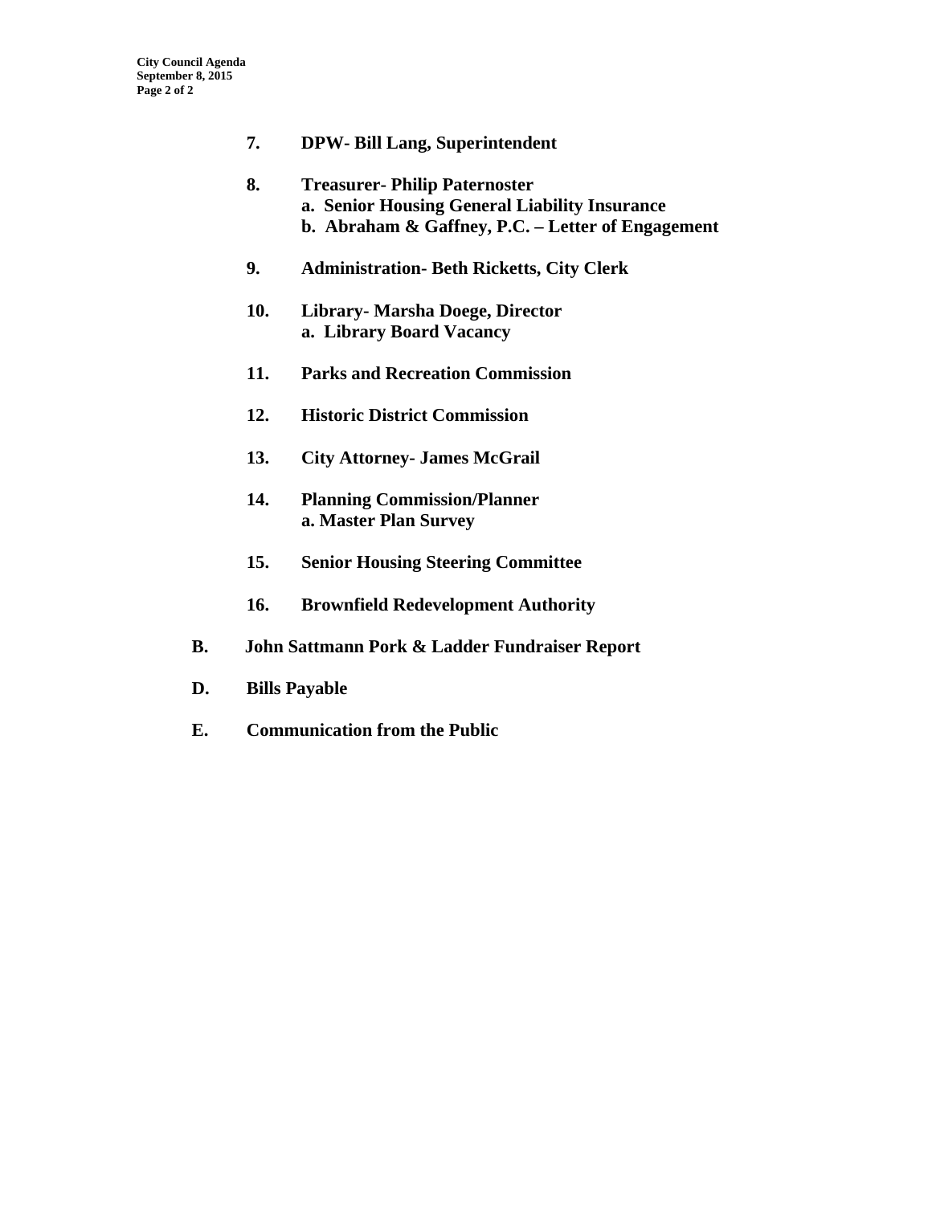**7. DPW- Bill Lang, Superintendent**

**8. Treasurer- Philip Paternoster**
- **a. Senior Housing General Liability Insurance**
- **b. Abraham & Gaffney, P.C. – Letter of Engagement**

**9. Administration- Beth Ricketts, City Clerk**

**10. Library- Marsha Doege, Director**
- **a. Library Board Vacancy**

**11. Parks and Recreation Commission**

**12. Historic District Commission**

**13. City Attorney- James McGrail**

**14. Planning Commission/Planner**
- **a. Master Plan Survey**

**15. Senior Housing Steering Committee**

**16. Brownfield Redevelopment Authority**

**B. John Sattmann Pork & Ladder Fundraiser Report**

**D. Bills Payable**

**E. Communication from the Public**